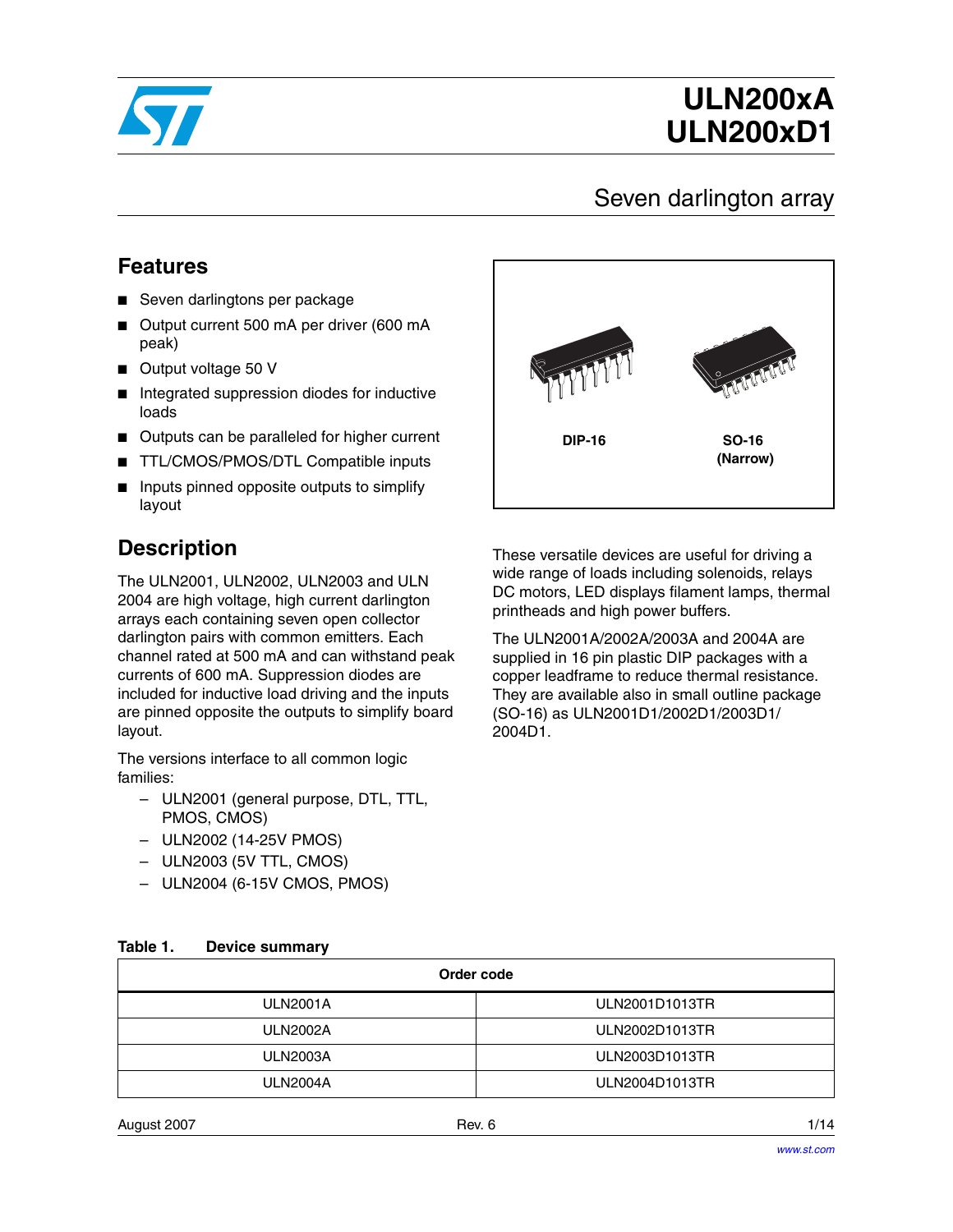# ULN200xA ULN200xD1

## Seven darlington array

## Features

- Seven darlingtons per package
- Output current 500 mA per driver (600 mA peak)
- Output voltage 50 V
- Integrated suppression diodes for inductive loads
- Outputs can be paralleled for higher current
- TTL/CMOS/PMOS/DTL Compatible inputs
- Inputs pinned opposite outputs to simplify layout

DIP-16

SO-16 (Narrow)

## Description

The ULN2001, ULN2002, ULN2003 and ULN 2004 are high voltage, high current darlington arrays each containing seven open collector darlington pairs with common emitters. Each channel rated at 500 mA and can withstand peak currents of 600 mA. Suppression diodes are included for inductive load driving and the inputs are pinned opposite the outputs to simplify board layout.

The versions interface to all common logic families:

- ULN2001 (general purpose, DTL, TTL, PMOS, CMOS)
- ULN2002 (14-25V PMOS)
- ULN2003 (5V TTL, CMOS)
- ULN2004 (6-15V CMOS, PMOS)

These versatile devices are useful for driving a wide range of loads including solenoids, relays DC motors, LED displays filament lamps, thermal printheads and high power buffers.

The ULN2001A/2002A/2003A and 2004A are supplied in 16 pin plastic DIP packages with a copper leadframe to reduce thermal resistance. They are available also in small outline package (SO-16) as ULN2001D1/2002D1/2003D1/ 2004D1.

**Table 1. Device summary**

| Order code | |
|---|---|
| ULN2001A | ULN2001D1013TR |
| ULN2002A | ULN2002D1013TR |
| ULN2003A | ULN2003D1013TR |
| ULN2004A | ULN2004D1013TR |

August 2007 Rev. 6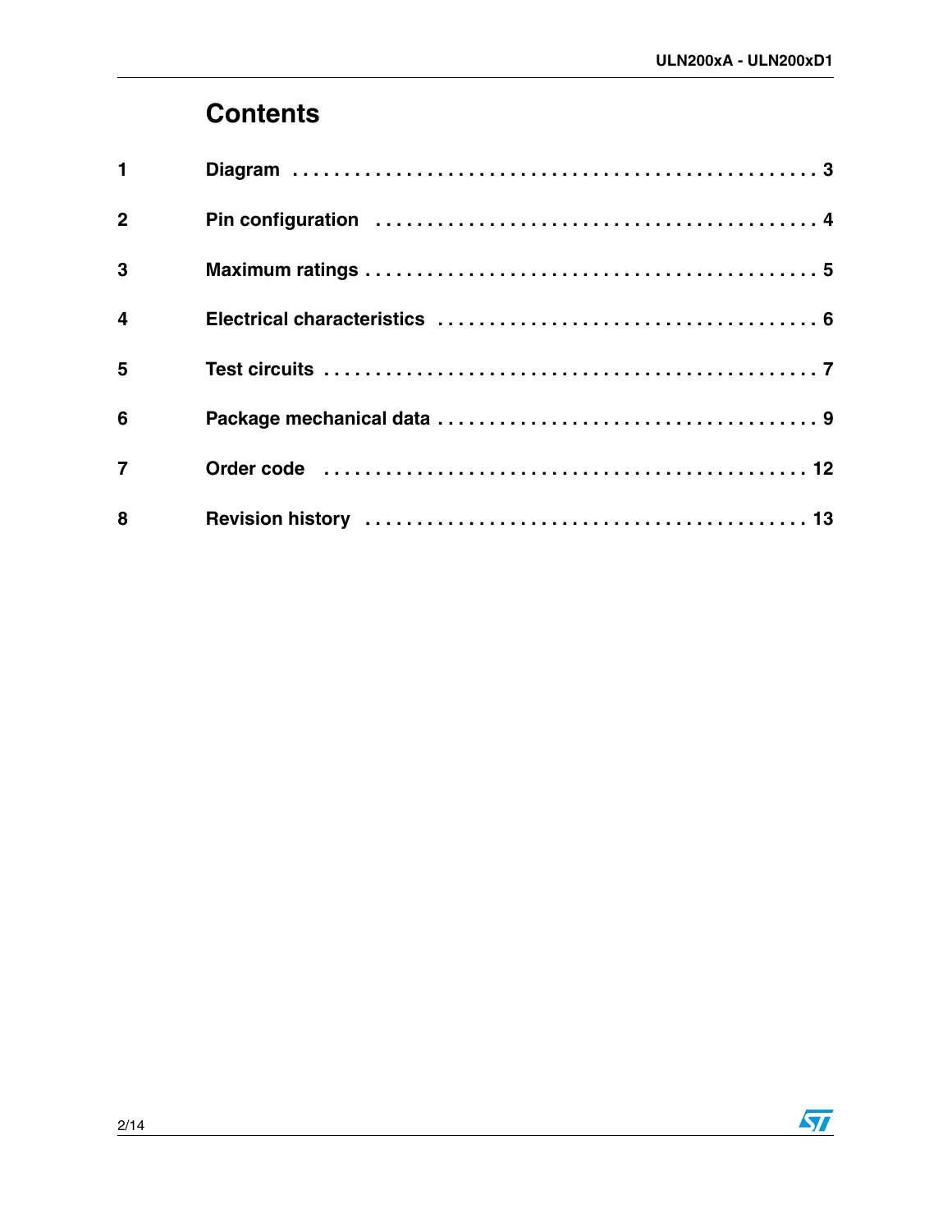# Contents

| | | |
|---|---|---|
| 1 | Diagram | 3 |
| 2 | Pin configuration | 4 |
| 3 | Maximum ratings | 5 |
| 4 | Electrical characteristics | 6 |
| 5 | Test circuits | 7 |
| 6 | Package mechanical data | 9 |
| 7 | Order code | 12 |
| 8 | Revision history | 13 |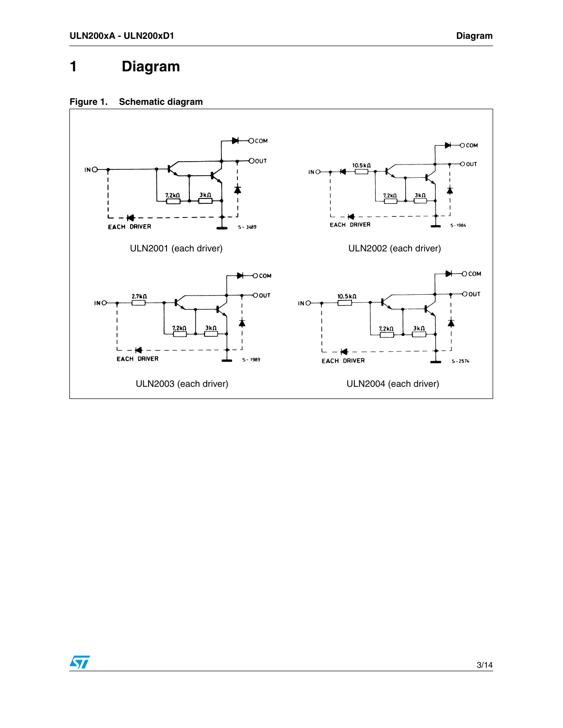# 1 Diagram

**Figure 1. Schematic diagram**

ULN2001 (each driver)

ULN2002 (each driver)

ULN2003 (each driver)

ULN2004 (each driver)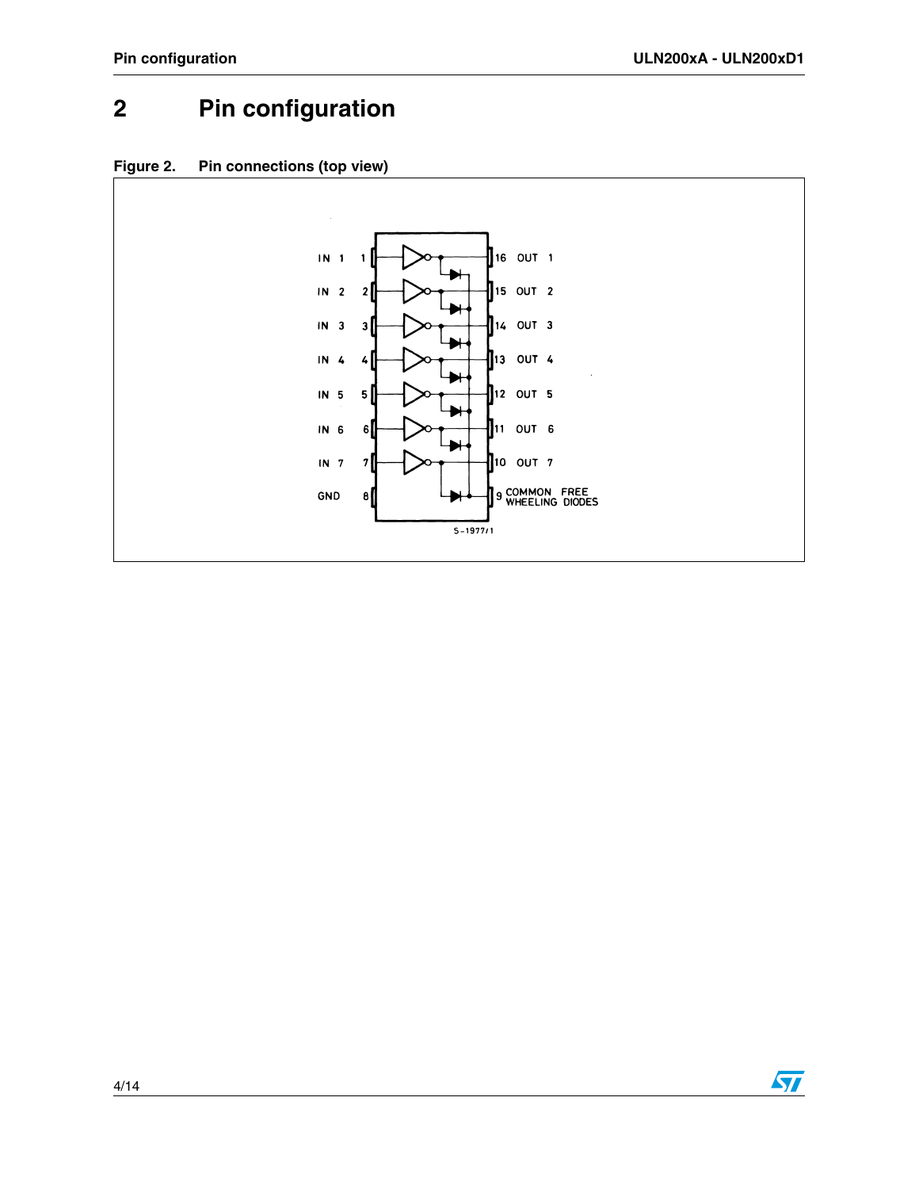## 2 Pin configuration

**Figure 2. Pin connections (top view)**

| Label | Pin | | Pin | Label |
|---|---|---|---|---|
| IN 1 | 1 | | 16 | OUT 1 |
| IN 2 | 2 | | 15 | OUT 2 |
| IN 3 | 3 | | 14 | OUT 3 |
| IN 4 | 4 | | 13 | OUT 4 |
| IN 5 | 5 | | 12 | OUT 5 |
| IN 6 | 6 | | 11 | OUT 6 |
| IN 7 | 7 | | 10 | OUT 7 |
| GND | 8 | | 9 | COMMON FREE WHEELING DIODES |

S-1977/1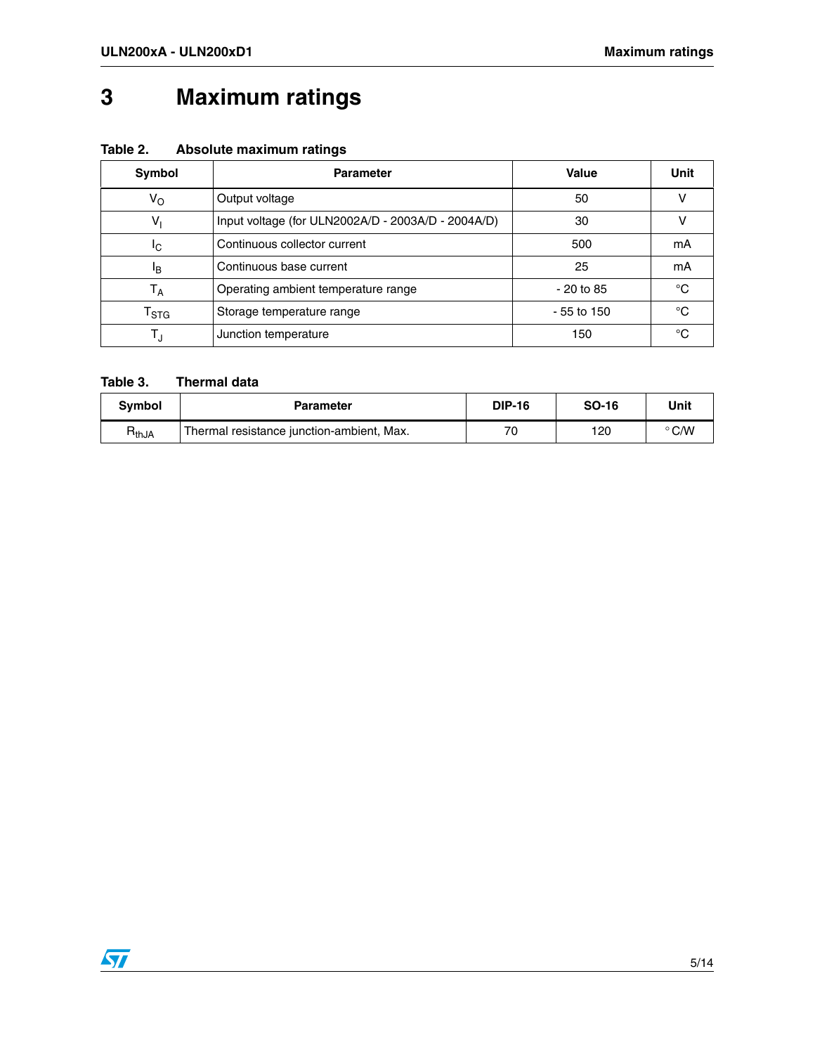# 3 Maximum ratings

**Table 2. Absolute maximum ratings**

| Symbol | Parameter | Value | Unit |
|---|---|---|---|
| $V_O$ | Output voltage | 50 | V |
| $V_I$ | Input voltage (for ULN2002A/D - 2003A/D - 2004A/D) | 30 | V |
| $I_C$ | Continuous collector current | 500 | mA |
| $I_B$ | Continuous base current | 25 | mA |
| $T_A$ | Operating ambient temperature range | - 20 to 85 | °C |
| $T_{STG}$ | Storage temperature range | - 55 to 150 | °C |
| $T_J$ | Junction temperature | 150 | °C |

**Table 3. Thermal data**

| Symbol | Parameter | DIP-16 | SO-16 | Unit |
|---|---|---|---|---|
| $R_{thJA}$ | Thermal resistance junction-ambient, Max. | 70 | 120 | °C/W |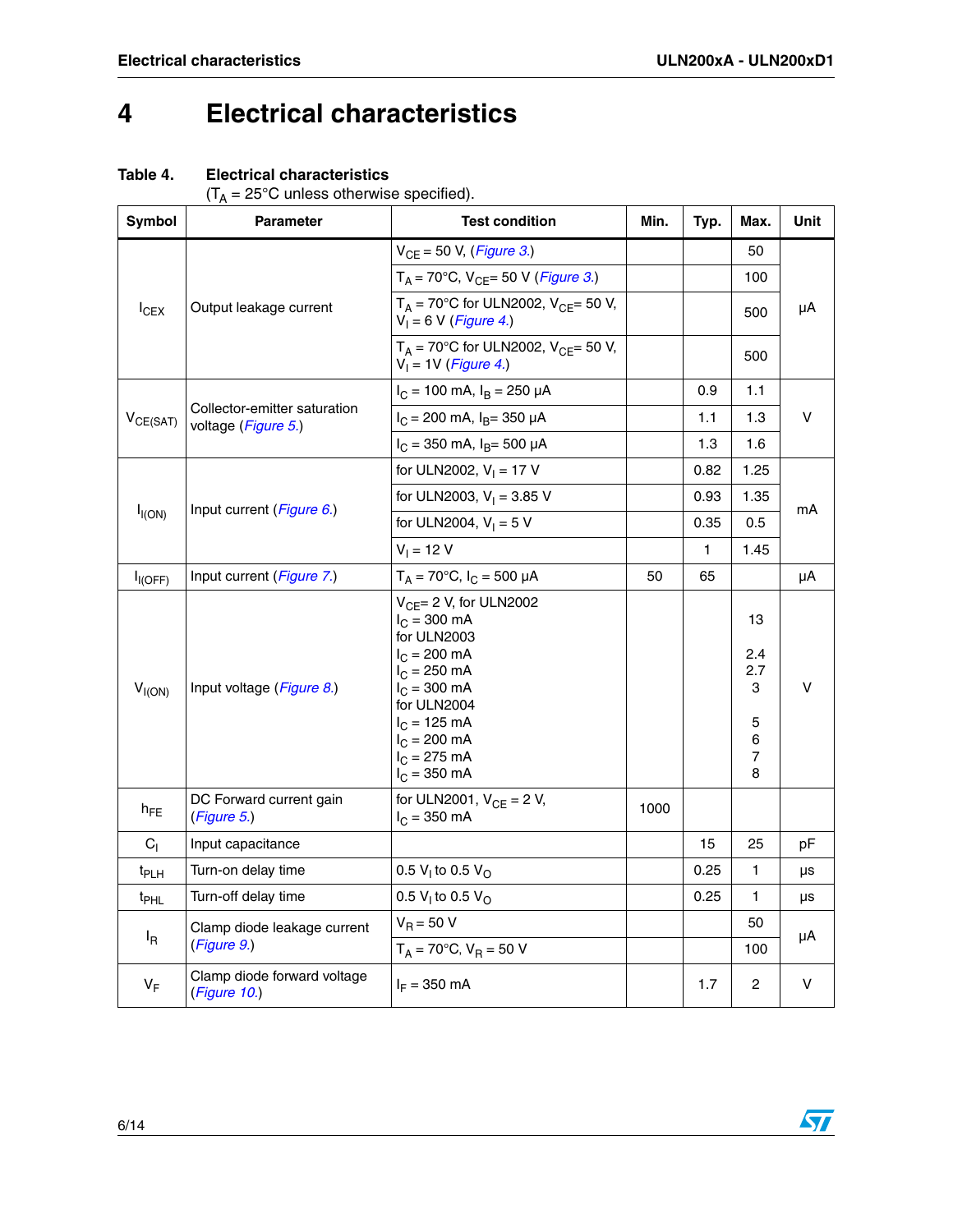# 4 Electrical characteristics

**Table 4. Electrical characteristics**
($T_A$ = 25°C unless otherwise specified).

| Symbol | Parameter | Test condition | Min. | Typ. | Max. | Unit |
|---|---|---|---|---|---|---|
| $I_{CEX}$ | Output leakage current | $V_{CE}$ = 50 V, (*Figure 3.*) | | | 50 | µA |
| | | $T_A$ = 70°C, $V_{CE}$= 50 V (*Figure 3.*) | | | 100 | |
| | | $T_A$ = 70°C for ULN2002, $V_{CE}$= 50 V, $V_I$ = 6 V (*Figure 4.*) | | | 500 | |
| | | $T_A$ = 70°C for ULN2002, $V_{CE}$= 50 V, $V_I$ = 1V (*Figure 4.*) | | | 500 | |
| $V_{CE(SAT)}$ | Collector-emitter saturation voltage (*Figure 5.*) | $I_C$ = 100 mA, $I_B$ = 250 µA | | 0.9 | 1.1 | V |
| | | $I_C$ = 200 mA, $I_B$= 350 µA | | 1.1 | 1.3 | |
| | | $I_C$ = 350 mA, $I_B$= 500 µA | | 1.3 | 1.6 | |
| $I_{I(ON)}$ | Input current (*Figure 6.*) | for ULN2002, $V_I$ = 17 V | | 0.82 | 1.25 | mA |
| | | for ULN2003, $V_I$ = 3.85 V | | 0.93 | 1.35 | |
| | | for ULN2004, $V_I$ = 5 V | | 0.35 | 0.5 | |
| | | $V_I$ = 12 V | | 1 | 1.45 | |
| $I_{I(OFF)}$ | Input current (*Figure 7.*) | $T_A$ = 70°C, $I_C$ = 500 µA | 50 | 65 | | µA |
| $V_{I(ON)}$ | Input voltage (*Figure 8.*) | $V_{CE}$= 2 V, for ULN2002<br>$I_C$ = 300 mA<br>for ULN2003<br>$I_C$ = 200 mA<br>$I_C$ = 250 mA<br>$I_C$ = 300 mA<br>for ULN2004<br>$I_C$ = 125 mA<br>$I_C$ = 200 mA<br>$I_C$ = 275 mA<br>$I_C$ = 350 mA | | | 13<br><br>2.4<br>2.7<br>3<br><br>5<br>6<br>7<br>8 | V |
| $h_{FE}$ | DC Forward current gain (*Figure 5.*) | for ULN2001, $V_{CE}$ = 2 V, $I_C$ = 350 mA | 1000 | | | |
| $C_I$ | Input capacitance | | | 15 | 25 | pF |
| $t_{PLH}$ | Turn-on delay time | 0.5 $V_I$ to 0.5 $V_O$ | | 0.25 | 1 | µs |
| $t_{PHL}$ | Turn-off delay time | 0.5 $V_I$ to 0.5 $V_O$ | | 0.25 | 1 | µs |
| $I_R$ | Clamp diode leakage current (*Figure 9.*) | $V_R$ = 50 V | | | 50 | µA |
| | | $T_A$ = 70°C, $V_R$ = 50 V | | | 100 | |
| $V_F$ | Clamp diode forward voltage (*Figure 10.*) | $I_F$ = 350 mA | | 1.7 | 2 | V |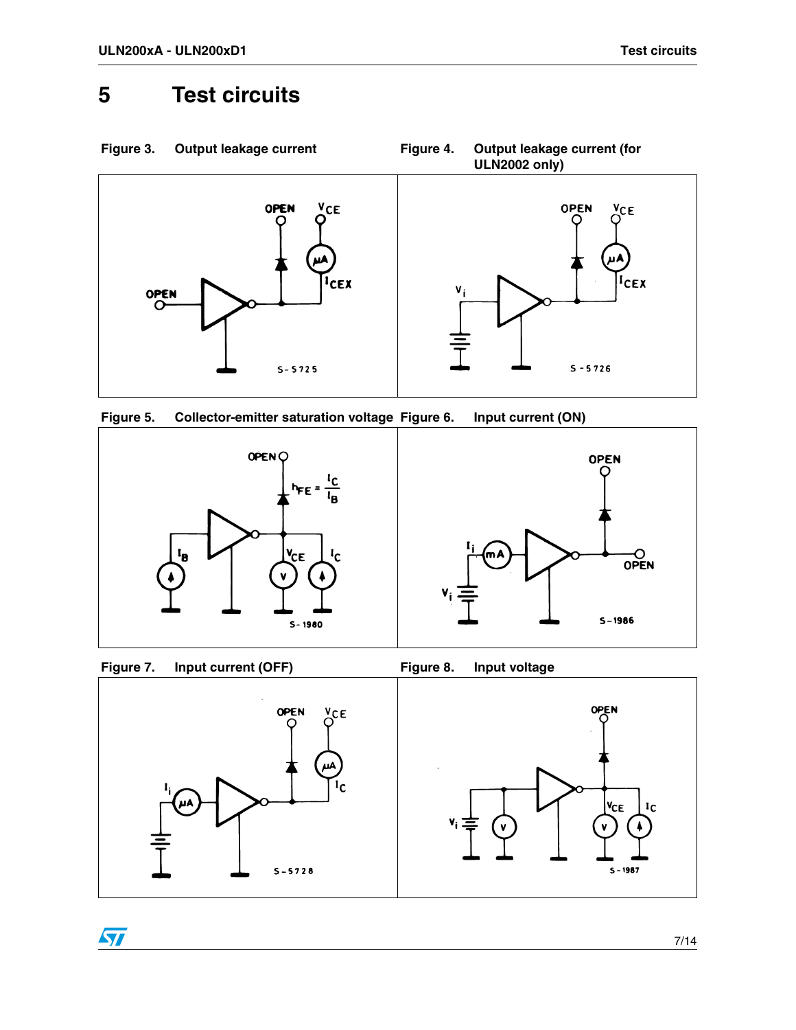# 5 Test circuits

**Figure 3. Output leakage current**

**Figure 4. Output leakage current (for ULN2002 only)**

**Figure 5. Collector-emitter saturation voltage**

**Figure 6. Input current (ON)**

**Figure 7. Input current (OFF)**

**Figure 8. Input voltage**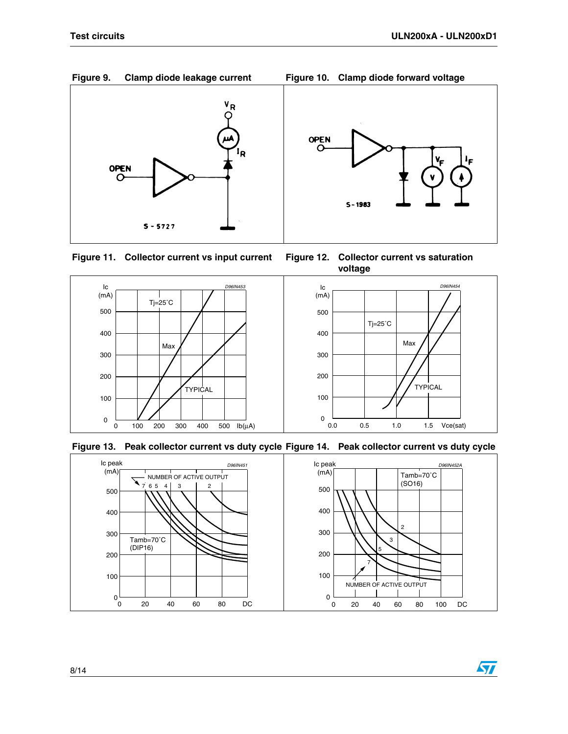Figure 9. Clamp diode leakage current

Figure 10. Clamp diode forward voltage

Figure 11. Collector current vs input current

Figure 12. Collector current vs saturation voltage

Figure 13. Peak collector current vs duty cycle

Figure 14. Peak collector current vs duty cycle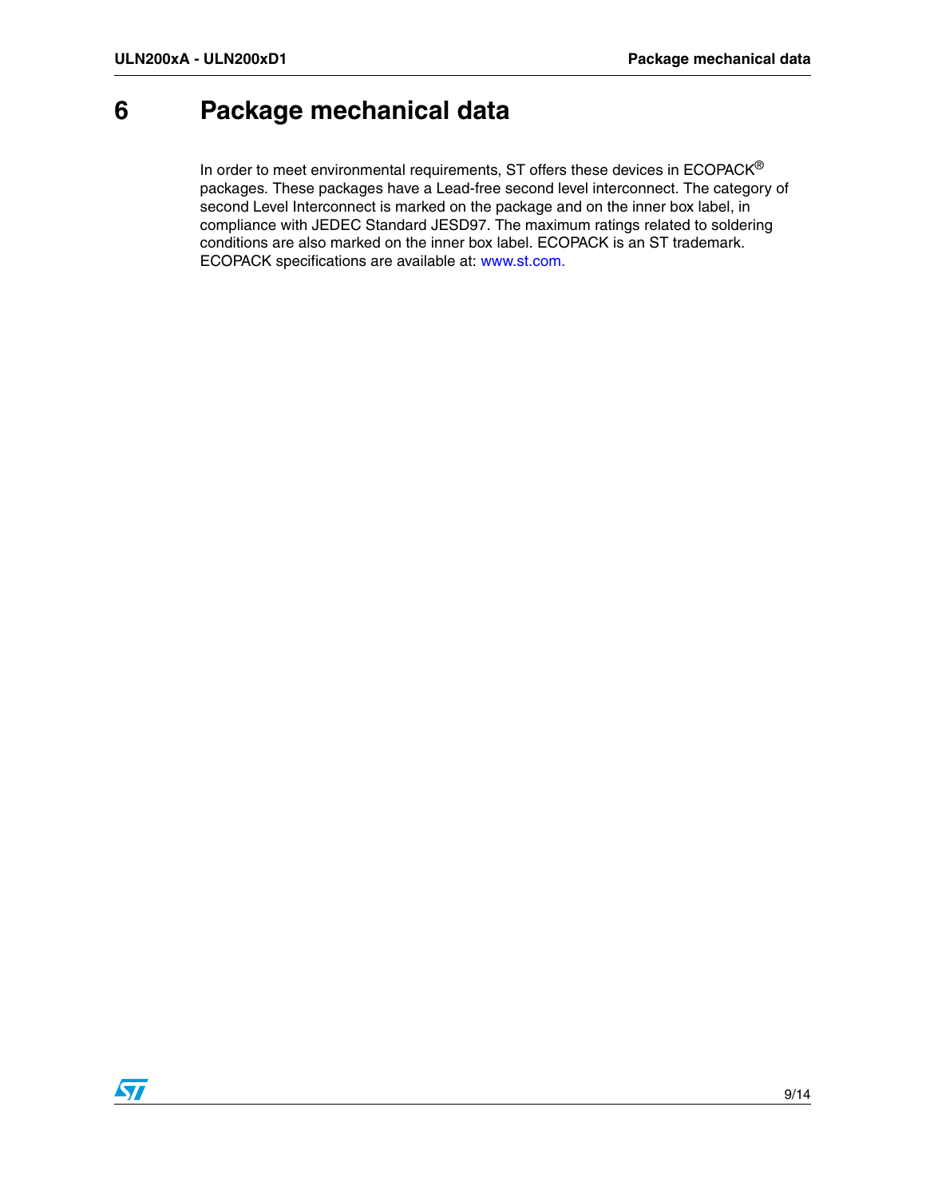# 6 Package mechanical data

In order to meet environmental requirements, ST offers these devices in ECOPACK® packages. These packages have a Lead-free second level interconnect. The category of second Level Interconnect is marked on the package and on the inner box label, in compliance with JEDEC Standard JESD97. The maximum ratings related to soldering conditions are also marked on the inner box label. ECOPACK is an ST trademark. ECOPACK specifications are available at: www.st.com.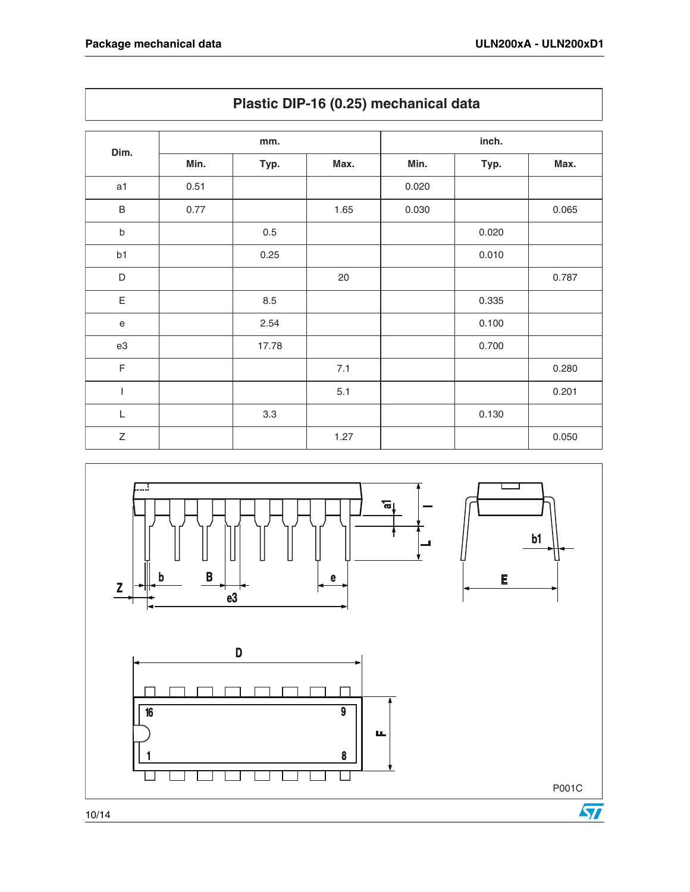## Plastic DIP-16 (0.25) mechanical data

| Dim. | mm. | | | inch. | | |
|---|---|---|---|---|---|---|
| | Min. | Typ. | Max. | Min. | Typ. | Max. |
| a1 | 0.51 | | | 0.020 | | |
| B | 0.77 | | 1.65 | 0.030 | | 0.065 |
| b | | 0.5 | | | 0.020 | |
| b1 | | 0.25 | | | 0.010 | |
| D | | | 20 | | | 0.787 |
| E | | 8.5 | | | 0.335 | |
| e | | 2.54 | | | 0.100 | |
| e3 | | 17.78 | | | 0.700 | |
| F | | | 7.1 | | | 0.280 |
| I | | | 5.1 | | | 0.201 |
| L | | 3.3 | | | 0.130 | |
| Z | | | 1.27 | | | 0.050 |

P001C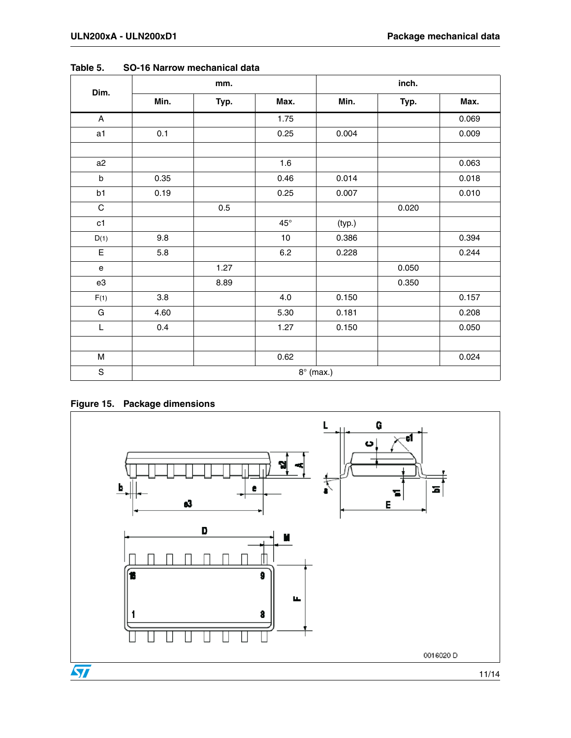Table 5. SO-16 Narrow mechanical data

| Dim. | mm. | | | inch. | | |
|---|---|---|---|---|---|---|
| | Min. | Typ. | Max. | Min. | Typ. | Max. |
| A | | | 1.75 | | | 0.069 |
| a1 | 0.1 | | 0.25 | 0.004 | | 0.009 |
| | | | | | | |
| a2 | | | 1.6 | | | 0.063 |
| b | 0.35 | | 0.46 | 0.014 | | 0.018 |
| b1 | 0.19 | | 0.25 | 0.007 | | 0.010 |
| C | | 0.5 | | | 0.020 | |
| c1 | | | 45° | (typ.) | | |
| D(1) | 9.8 | | 10 | 0.386 | | 0.394 |
| E | 5.8 | | 6.2 | 0.228 | | 0.244 |
| e | | 1.27 | | | 0.050 | |
| e3 | | 8.89 | | | 0.350 | |
| F(1) | 3.8 | | 4.0 | 0.150 | | 0.157 |
| G | 4.60 | | 5.30 | 0.181 | | 0.208 |
| L | 0.4 | | 1.27 | 0.150 | | 0.050 |
| | | | | | | |
| M | | | 0.62 | | | 0.024 |
| S | 8° (max.) | | | | | |

Figure 15. Package dimensions

0016020 D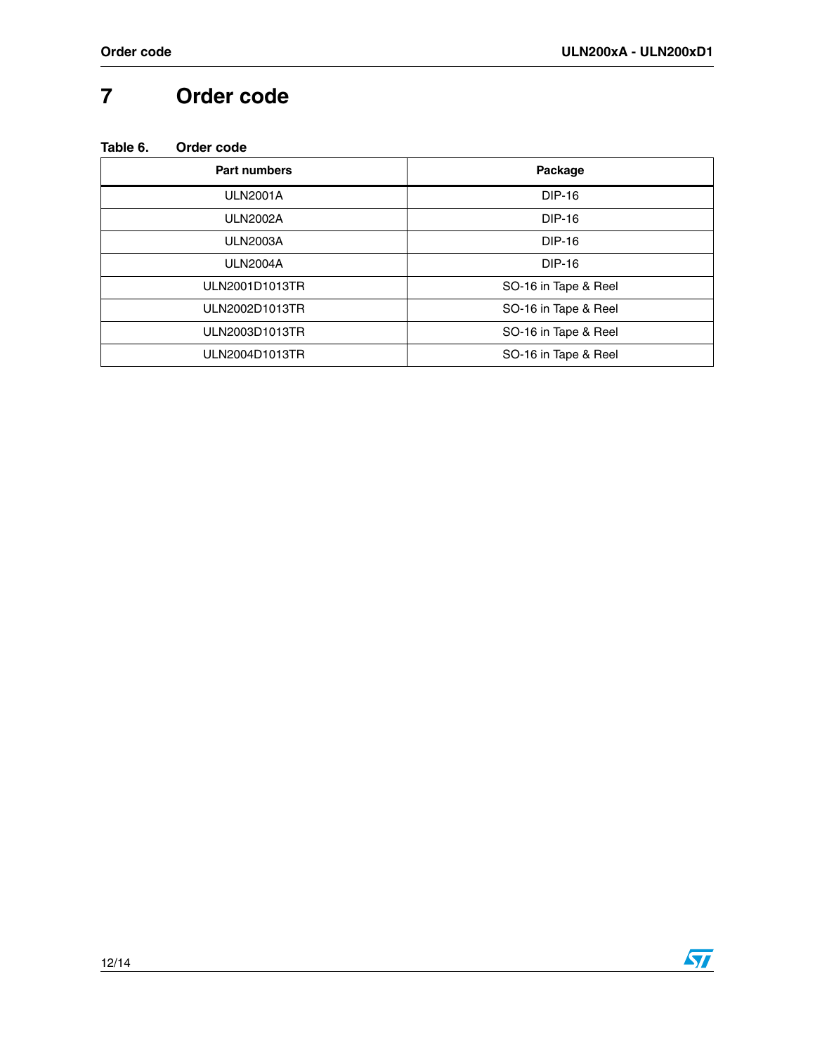# 7 Order code

**Table 6. Order code**

| Part numbers | Package |
|---|---|
| ULN2001A | DIP-16 |
| ULN2002A | DIP-16 |
| ULN2003A | DIP-16 |
| ULN2004A | DIP-16 |
| ULN2001D1013TR | SO-16 in Tape & Reel |
| ULN2002D1013TR | SO-16 in Tape & Reel |
| ULN2003D1013TR | SO-16 in Tape & Reel |
| ULN2004D1013TR | SO-16 in Tape & Reel |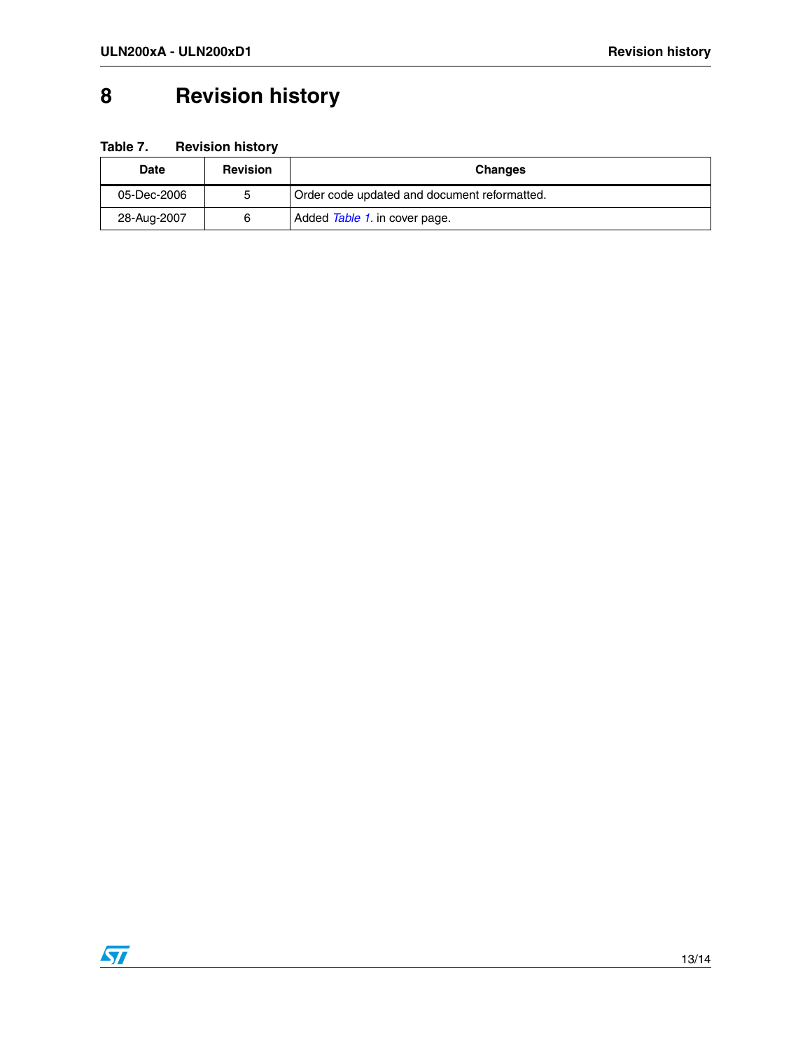# 8 Revision history

**Table 7. Revision history**

| Date | Revision | Changes |
|---|---|---|
| 05-Dec-2006 | 5 | Order code updated and document reformatted. |
| 28-Aug-2007 | 6 | Added *Table 1*. in cover page. |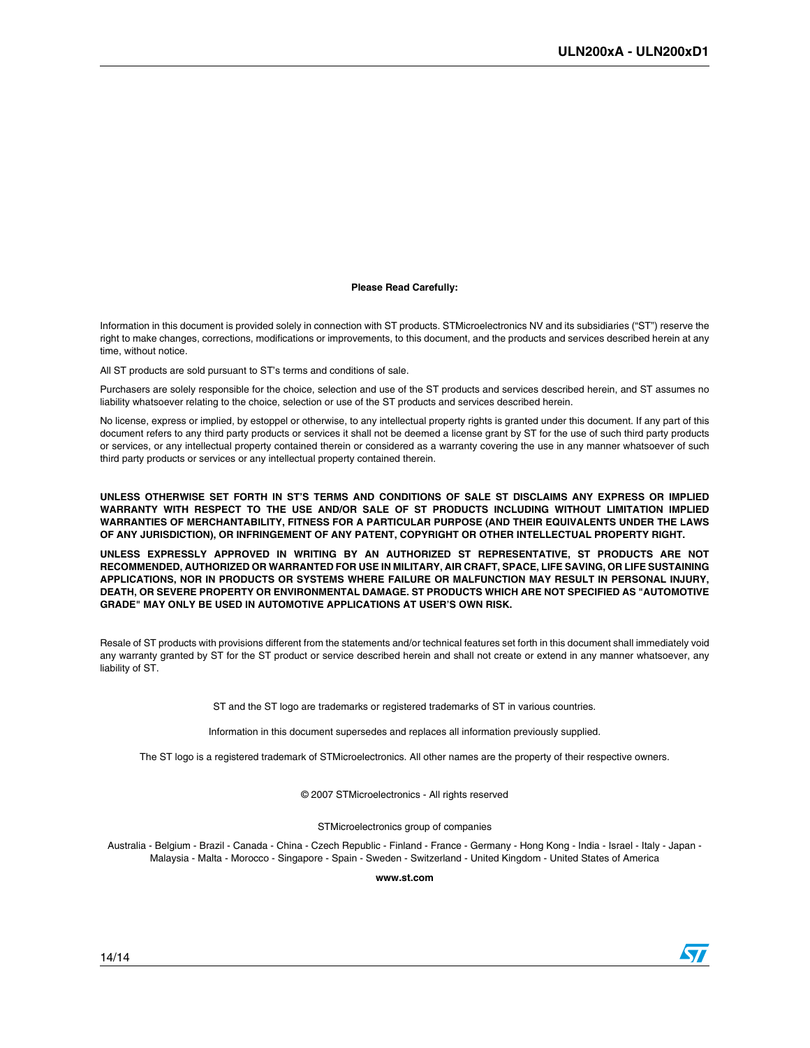**Please Read Carefully:**

Information in this document is provided solely in connection with ST products. STMicroelectronics NV and its subsidiaries ("ST") reserve the right to make changes, corrections, modifications or improvements, to this document, and the products and services described herein at any time, without notice.

All ST products are sold pursuant to ST's terms and conditions of sale.

Purchasers are solely responsible for the choice, selection and use of the ST products and services described herein, and ST assumes no liability whatsoever relating to the choice, selection or use of the ST products and services described herein.

No license, express or implied, by estoppel or otherwise, to any intellectual property rights is granted under this document. If any part of this document refers to any third party products or services it shall not be deemed a license grant by ST for the use of such third party products or services, or any intellectual property contained therein or considered as a warranty covering the use in any manner whatsoever of such third party products or services or any intellectual property contained therein.

**UNLESS OTHERWISE SET FORTH IN ST'S TERMS AND CONDITIONS OF SALE ST DISCLAIMS ANY EXPRESS OR IMPLIED WARRANTY WITH RESPECT TO THE USE AND/OR SALE OF ST PRODUCTS INCLUDING WITHOUT LIMITATION IMPLIED WARRANTIES OF MERCHANTABILITY, FITNESS FOR A PARTICULAR PURPOSE (AND THEIR EQUIVALENTS UNDER THE LAWS OF ANY JURISDICTION), OR INFRINGEMENT OF ANY PATENT, COPYRIGHT OR OTHER INTELLECTUAL PROPERTY RIGHT.**

**UNLESS EXPRESSLY APPROVED IN WRITING BY AN AUTHORIZED ST REPRESENTATIVE, ST PRODUCTS ARE NOT RECOMMENDED, AUTHORIZED OR WARRANTED FOR USE IN MILITARY, AIR CRAFT, SPACE, LIFE SAVING, OR LIFE SUSTAINING APPLICATIONS, NOR IN PRODUCTS OR SYSTEMS WHERE FAILURE OR MALFUNCTION MAY RESULT IN PERSONAL INJURY, DEATH, OR SEVERE PROPERTY OR ENVIRONMENTAL DAMAGE. ST PRODUCTS WHICH ARE NOT SPECIFIED AS "AUTOMOTIVE GRADE" MAY ONLY BE USED IN AUTOMOTIVE APPLICATIONS AT USER'S OWN RISK.**

Resale of ST products with provisions different from the statements and/or technical features set forth in this document shall immediately void any warranty granted by ST for the ST product or service described herein and shall not create or extend in any manner whatsoever, any liability of ST.

ST and the ST logo are trademarks or registered trademarks of ST in various countries.

Information in this document supersedes and replaces all information previously supplied.

The ST logo is a registered trademark of STMicroelectronics. All other names are the property of their respective owners.

© 2007 STMicroelectronics - All rights reserved

STMicroelectronics group of companies

Australia - Belgium - Brazil - Canada - China - Czech Republic - Finland - France - Germany - Hong Kong - India - Israel - Italy - Japan - Malaysia - Malta - Morocco - Singapore - Spain - Sweden - Switzerland - United Kingdom - United States of America

**www.st.com**